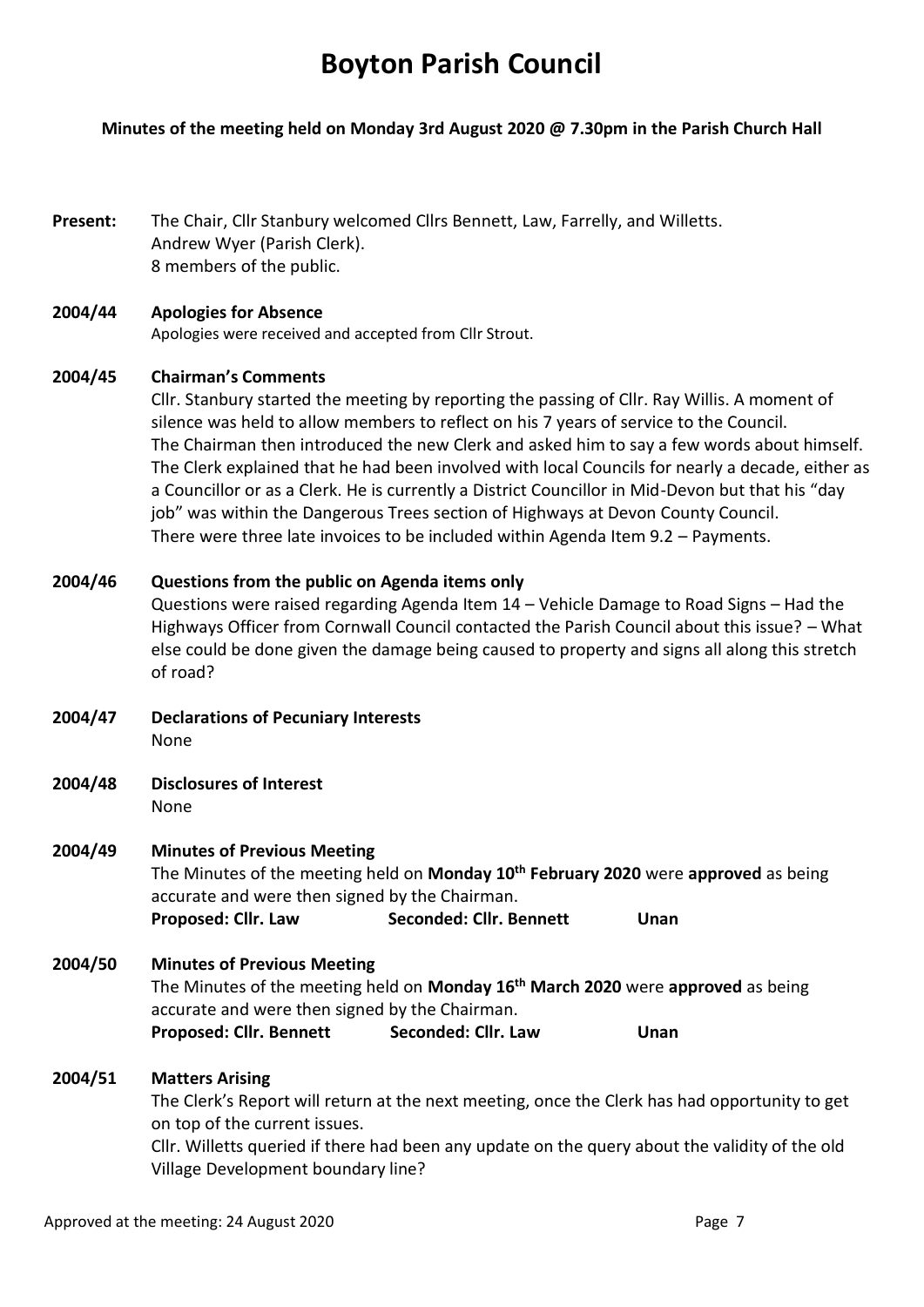# Boyton Parish Council

**Minutes of the meeting held on Monday 3rd August 2020 @ 7.30pm in the Parish Church Hall**

**Present:** The Chair, Cllr Stanbury welcomed Cllrs Bennett, Law, Farrelly, and Willetts.
Andrew Wyer (Parish Clerk).
8 members of the public.

**2004/44 Apologies for Absence**

Apologies were received and accepted from Cllr Strout.

**2004/45 Chairman's Comments**

Cllr. Stanbury started the meeting by reporting the passing of Cllr. Ray Willis. A moment of silence was held to allow members to reflect on his 7 years of service to the Council.
The Chairman then introduced the new Clerk and asked him to say a few words about himself. The Clerk explained that he had been involved with local Councils for nearly a decade, either as a Councillor or as a Clerk. He is currently a District Councillor in Mid-Devon but that his "day job" was within the Dangerous Trees section of Highways at Devon County Council.
There were three late invoices to be included within Agenda Item 9.2 – Payments.

**2004/46 Questions from the public on Agenda items only**

Questions were raised regarding Agenda Item 14 – Vehicle Damage to Road Signs – Had the Highways Officer from Cornwall Council contacted the Parish Council about this issue? – What else could be done given the damage being caused to property and signs all along this stretch of road?

**2004/47 Declarations of Pecuniary Interests**

None

**2004/48 Disclosures of Interest**

None

**2004/49 Minutes of Previous Meeting**

The Minutes of the meeting held on **Monday 10th February 2020** were **approved** as being accurate and were then signed by the Chairman.

**Proposed: Cllr. Law** **Seconded: Cllr. Bennett** **Unan**

**2004/50 Minutes of Previous Meeting**

The Minutes of the meeting held on **Monday 16th March 2020** were **approved** as being accurate and were then signed by the Chairman.

**Proposed: Cllr. Bennett** **Seconded: Cllr. Law** **Unan**

**2004/51 Matters Arising**

The Clerk's Report will return at the next meeting, once the Clerk has had opportunity to get on top of the current issues.
Cllr. Willetts queried if there had been any update on the query about the validity of the old Village Development boundary line?

Approved at the meeting: 24 August 2020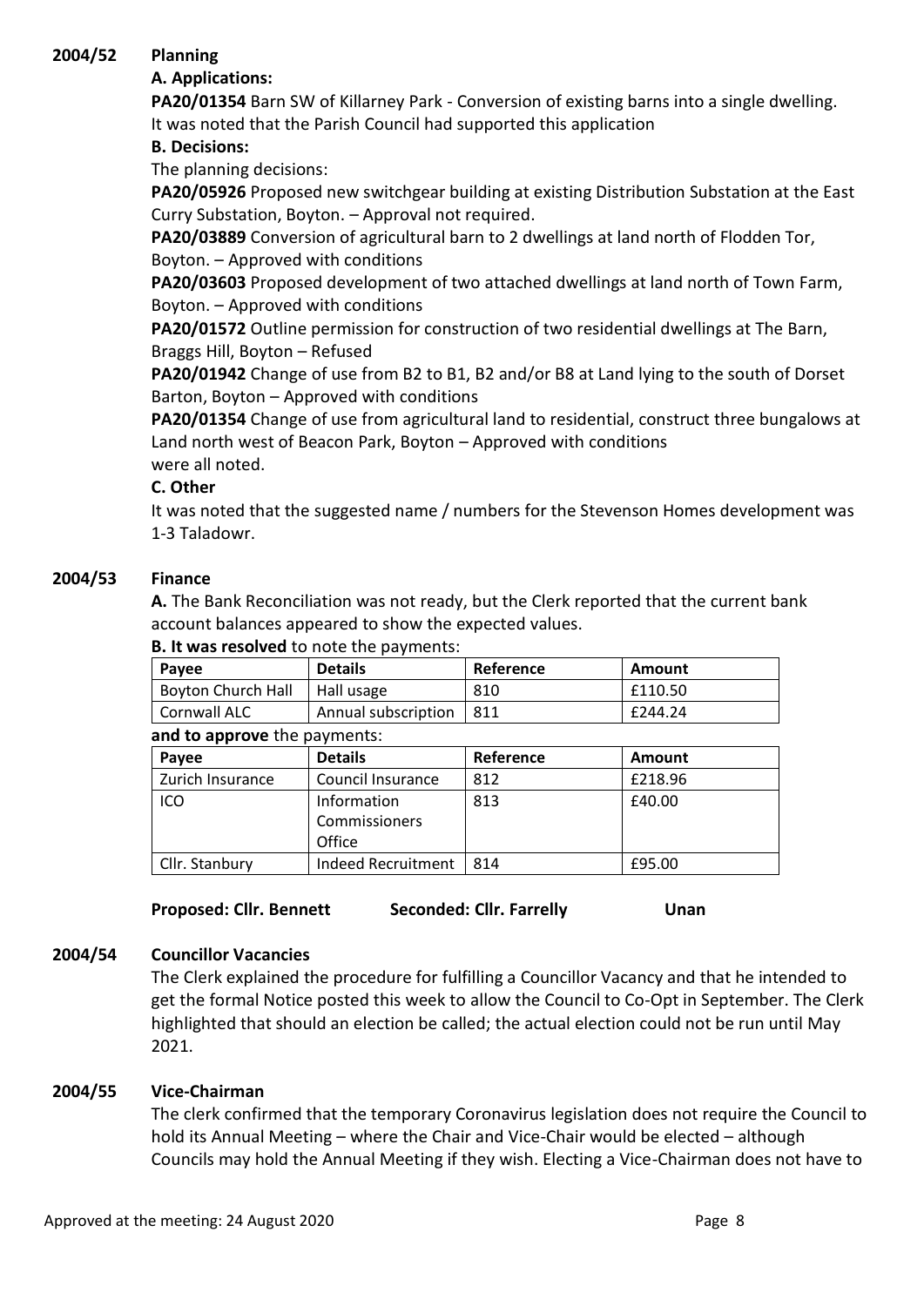**2004/52 Planning**

**A. Applications:**

**PA20/01354** Barn SW of Killarney Park - Conversion of existing barns into a single dwelling. It was noted that the Parish Council had supported this application

**B. Decisions:**

The planning decisions:

**PA20/05926** Proposed new switchgear building at existing Distribution Substation at the East Curry Substation, Boyton. – Approval not required.

**PA20/03889** Conversion of agricultural barn to 2 dwellings at land north of Flodden Tor, Boyton. – Approved with conditions

**PA20/03603** Proposed development of two attached dwellings at land north of Town Farm, Boyton. – Approved with conditions

**PA20/01572** Outline permission for construction of two residential dwellings at The Barn, Braggs Hill, Boyton – Refused

**PA20/01942** Change of use from B2 to B1, B2 and/or B8 at Land lying to the south of Dorset Barton, Boyton – Approved with conditions

**PA20/01354** Change of use from agricultural land to residential, construct three bungalows at Land north west of Beacon Park, Boyton – Approved with conditions

were all noted.

**C. Other**

It was noted that the suggested name / numbers for the Stevenson Homes development was 1-3 Taladowr.

**2004/53 Finance**

**A.** The Bank Reconciliation was not ready, but the Clerk reported that the current bank account balances appeared to show the expected values.

**B. It was resolved** to note the payments:

| Payee | Details | Reference | Amount |
|---|---|---|---|
| Boyton Church Hall | Hall usage | 810 | £110.50 |
| Cornwall ALC | Annual subscription | 811 | £244.24 |

**and to approve** the payments:

| Payee | Details | Reference | Amount |
|---|---|---|---|
| Zurich Insurance | Council Insurance | 812 | £218.96 |
| ICO | Information Commissioners Office | 813 | £40.00 |
| Cllr. Stanbury | Indeed Recruitment | 814 | £95.00 |

**Proposed: Cllr. Bennett** **Seconded: Cllr. Farrelly** **Unan**

**2004/54 Councillor Vacancies**

The Clerk explained the procedure for fulfilling a Councillor Vacancy and that he intended to get the formal Notice posted this week to allow the Council to Co-Opt in September. The Clerk highlighted that should an election be called; the actual election could not be run until May 2021.

**2004/55 Vice-Chairman**

The clerk confirmed that the temporary Coronavirus legislation does not require the Council to hold its Annual Meeting – where the Chair and Vice-Chair would be elected – although Councils may hold the Annual Meeting if they wish. Electing a Vice-Chairman does not have to

Approved at the meeting: 24 August 2020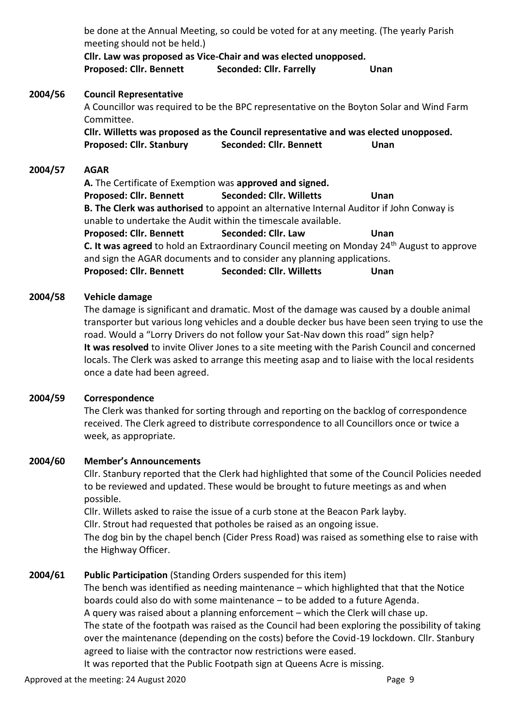be done at the Annual Meeting, so could be voted for at any meeting. (The yearly Parish meeting should not be held.)

**Cllr. Law was proposed as Vice-Chair and was elected unopposed.**

**Proposed: Cllr. Bennett Seconded: Cllr. Farrelly Unan**

## 2004/56 Council Representative

A Councillor was required to be the BPC representative on the Boyton Solar and Wind Farm Committee.

**Cllr. Willetts was proposed as the Council representative and was elected unopposed.**

**Proposed: Cllr. Stanbury Seconded: Cllr. Bennett Unan**

## 2004/57 AGAR

**A.** The Certificate of Exemption was **approved and signed.**

**Proposed: Cllr. Bennett Seconded: Cllr. Willetts Unan**

**B. The Clerk was authorised** to appoint an alternative Internal Auditor if John Conway is unable to undertake the Audit within the timescale available.

**Proposed: Cllr. Bennett Seconded: Cllr. Law Unan**

**C. It was agreed** to hold an Extraordinary Council meeting on Monday 24th August to approve and sign the AGAR documents and to consider any planning applications.

**Proposed: Cllr. Bennett Seconded: Cllr. Willetts Unan**

## 2004/58 Vehicle damage

The damage is significant and dramatic. Most of the damage was caused by a double animal transporter but various long vehicles and a double decker bus have been seen trying to use the road. Would a "Lorry Drivers do not follow your Sat-Nav down this road" sign help?

**It was resolved** to invite Oliver Jones to a site meeting with the Parish Council and concerned locals. The Clerk was asked to arrange this meeting asap and to liaise with the local residents once a date had been agreed.

## 2004/59 Correspondence

The Clerk was thanked for sorting through and reporting on the backlog of correspondence received. The Clerk agreed to distribute correspondence to all Councillors once or twice a week, as appropriate.

## 2004/60 Member's Announcements

Cllr. Stanbury reported that the Clerk had highlighted that some of the Council Policies needed to be reviewed and updated. These would be brought to future meetings as and when possible.

Cllr. Willets asked to raise the issue of a curb stone at the Beacon Park layby.

Cllr. Strout had requested that potholes be raised as an ongoing issue.

The dog bin by the chapel bench (Cider Press Road) was raised as something else to raise with the Highway Officer.

## 2004/61 Public Participation (Standing Orders suspended for this item)

The bench was identified as needing maintenance – which highlighted that that the Notice boards could also do with some maintenance – to be added to a future Agenda.

A query was raised about a planning enforcement – which the Clerk will chase up.

The state of the footpath was raised as the Council had been exploring the possibility of taking over the maintenance (depending on the costs) before the Covid-19 lockdown. Cllr. Stanbury agreed to liaise with the contractor now restrictions were eased.

It was reported that the Public Footpath sign at Queens Acre is missing.

Approved at the meeting: 24 August 2020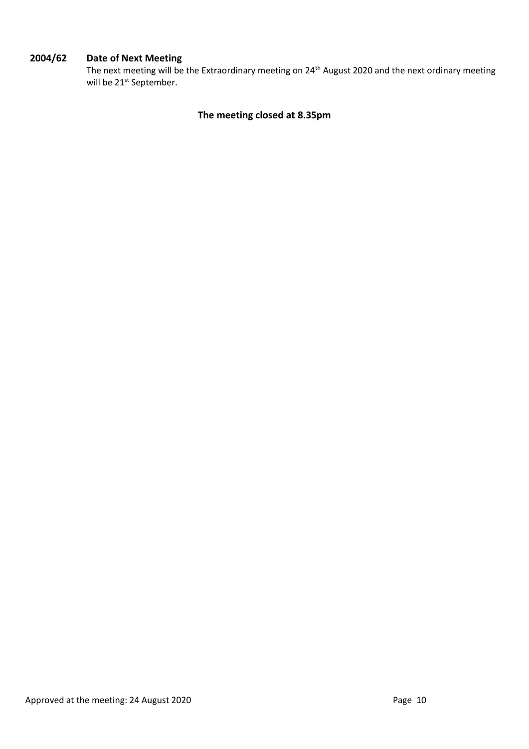**2004/62 Date of Next Meeting**

The next meeting will be the Extraordinary meeting on 24th August 2020 and the next ordinary meeting will be 21st September.

**The meeting closed at 8.35pm**

Approved at the meeting: 24 August 2020